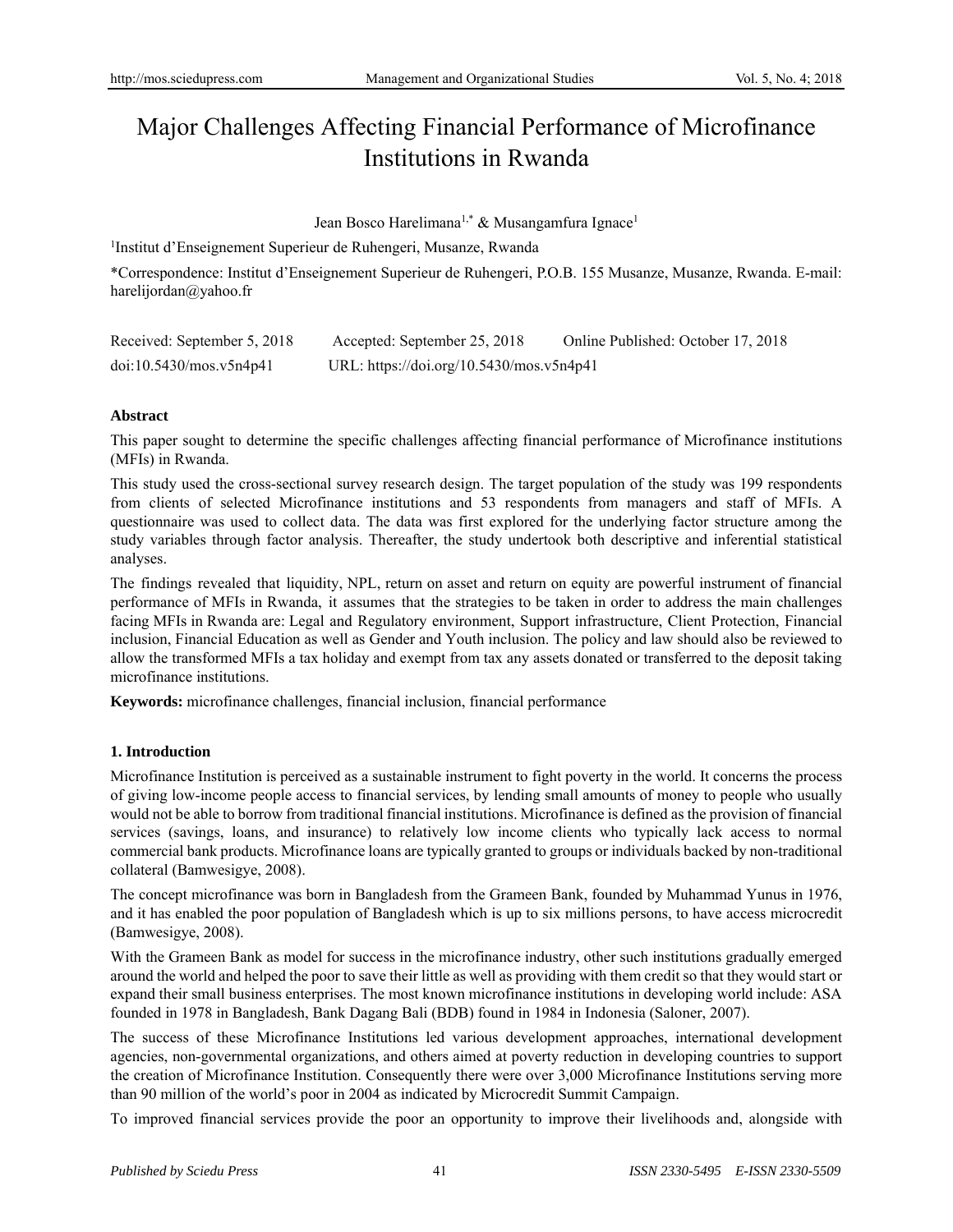# Major Challenges Affecting Financial Performance of Microfinance Institutions in Rwanda

Jean Bosco Harelimana[1,*] & Musangamfura Ignace[1]

[1]Institut d'Enseignement Superieur de Ruhengeri, Musanze, Rwanda

*Correspondence: Institut d'Enseignement Superieur de Ruhengeri, P.O.B. 155 Musanze, Musanze, Rwanda. E-mail: harelijordan@yahoo.fr

Received: September 5, 2018 Accepted: September 25, 2018 Online Published: October 17, 2018

doi:10.5430/mos.v5n4p41 URL: https://doi.org/10.5430/mos.v5n4p41

### Abstract

This paper sought to determine the specific challenges affecting financial performance of Microfinance institutions (MFIs) in Rwanda.

This study used the cross-sectional survey research design. The target population of the study was 199 respondents from clients of selected Microfinance institutions and 53 respondents from managers and staff of MFIs. A questionnaire was used to collect data. The data was first explored for the underlying factor structure among the study variables through factor analysis. Thereafter, the study undertook both descriptive and inferential statistical analyses.

The findings revealed that liquidity, NPL, return on asset and return on equity are powerful instrument of financial performance of MFIs in Rwanda, it assumes that the strategies to be taken in order to address the main challenges facing MFIs in Rwanda are: Legal and Regulatory environment, Support infrastructure, Client Protection, Financial inclusion, Financial Education as well as Gender and Youth inclusion. The policy and law should also be reviewed to allow the transformed MFIs a tax holiday and exempt from tax any assets donated or transferred to the deposit taking microfinance institutions.

**Keywords:** microfinance challenges, financial inclusion, financial performance

### 1. Introduction

Microfinance Institution is perceived as a sustainable instrument to fight poverty in the world. It concerns the process of giving low-income people access to financial services, by lending small amounts of money to people who usually would not be able to borrow from traditional financial institutions. Microfinance is defined as the provision of financial services (savings, loans, and insurance) to relatively low income clients who typically lack access to normal commercial bank products. Microfinance loans are typically granted to groups or individuals backed by non-traditional collateral (Bamwesigye, 2008).

The concept microfinance was born in Bangladesh from the Grameen Bank, founded by Muhammad Yunus in 1976, and it has enabled the poor population of Bangladesh which is up to six millions persons, to have access microcredit (Bamwesigye, 2008).

With the Grameen Bank as model for success in the microfinance industry, other such institutions gradually emerged around the world and helped the poor to save their little as well as providing with them credit so that they would start or expand their small business enterprises. The most known microfinance institutions in developing world include: ASA founded in 1978 in Bangladesh, Bank Dagang Bali (BDB) found in 1984 in Indonesia (Saloner, 2007).

The success of these Microfinance Institutions led various development approaches, international development agencies, non-governmental organizations, and others aimed at poverty reduction in developing countries to support the creation of Microfinance Institution. Consequently there were over 3,000 Microfinance Institutions serving more than 90 million of the world's poor in 2004 as indicated by Microcredit Summit Campaign.

To improved financial services provide the poor an opportunity to improve their livelihoods and, alongside with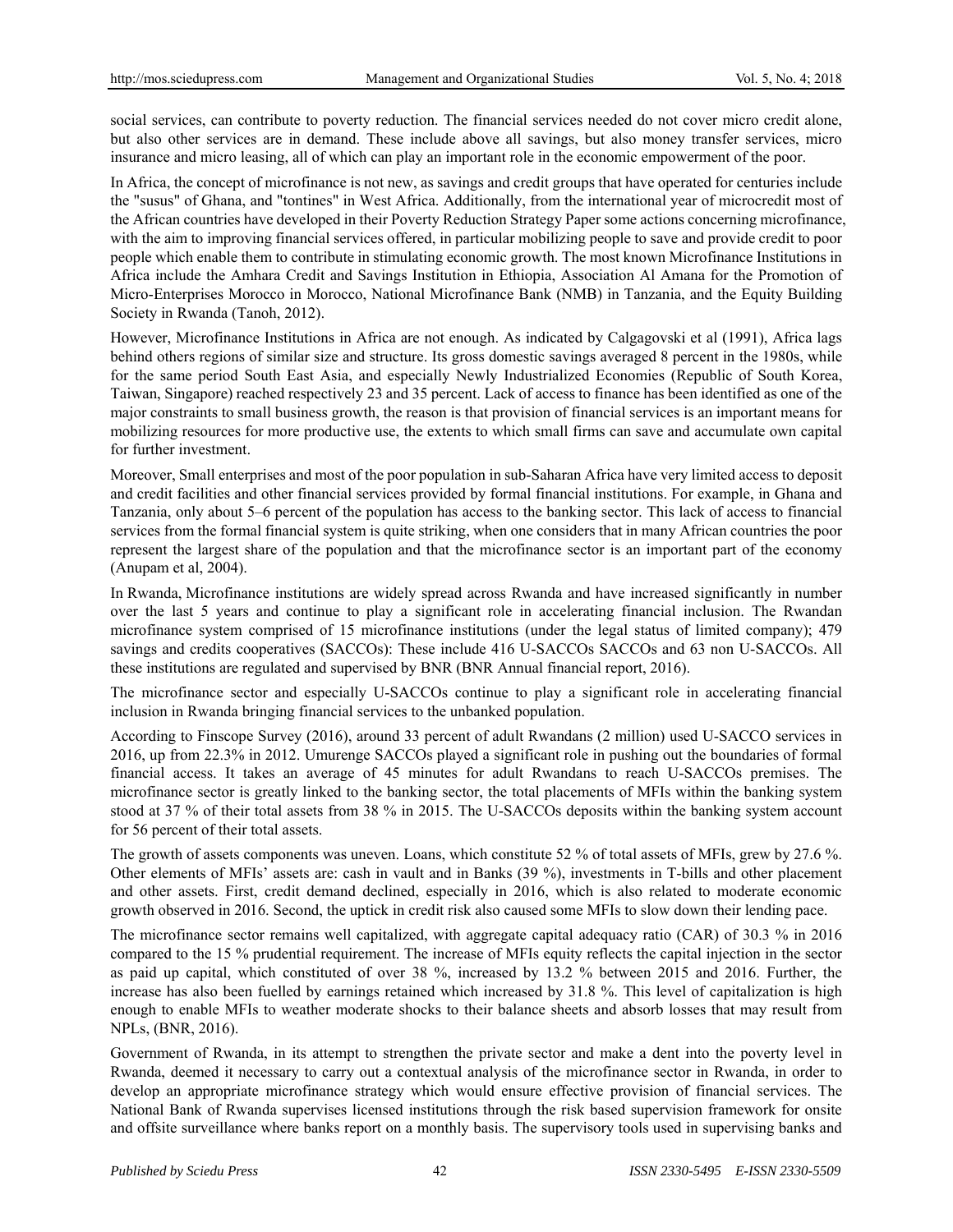social services, can contribute to poverty reduction. The financial services needed do not cover micro credit alone, but also other services are in demand. These include above all savings, but also money transfer services, micro insurance and micro leasing, all of which can play an important role in the economic empowerment of the poor.

In Africa, the concept of microfinance is not new, as savings and credit groups that have operated for centuries include the "susus" of Ghana, and "tontines" in West Africa. Additionally, from the international year of microcredit most of the African countries have developed in their Poverty Reduction Strategy Paper some actions concerning microfinance, with the aim to improving financial services offered, in particular mobilizing people to save and provide credit to poor people which enable them to contribute in stimulating economic growth. The most known Microfinance Institutions in Africa include the Amhara Credit and Savings Institution in Ethiopia, Association Al Amana for the Promotion of Micro-Enterprises Morocco in Morocco, National Microfinance Bank (NMB) in Tanzania, and the Equity Building Society in Rwanda (Tanoh, 2012).

However, Microfinance Institutions in Africa are not enough. As indicated by Calgagovski et al (1991), Africa lags behind others regions of similar size and structure. Its gross domestic savings averaged 8 percent in the 1980s, while for the same period South East Asia, and especially Newly Industrialized Economies (Republic of South Korea, Taiwan, Singapore) reached respectively 23 and 35 percent. Lack of access to finance has been identified as one of the major constraints to small business growth, the reason is that provision of financial services is an important means for mobilizing resources for more productive use, the extents to which small firms can save and accumulate own capital for further investment.

Moreover, Small enterprises and most of the poor population in sub-Saharan Africa have very limited access to deposit and credit facilities and other financial services provided by formal financial institutions. For example, in Ghana and Tanzania, only about 5–6 percent of the population has access to the banking sector. This lack of access to financial services from the formal financial system is quite striking, when one considers that in many African countries the poor represent the largest share of the population and that the microfinance sector is an important part of the economy (Anupam et al, 2004).

In Rwanda, Microfinance institutions are widely spread across Rwanda and have increased significantly in number over the last 5 years and continue to play a significant role in accelerating financial inclusion. The Rwandan microfinance system comprised of 15 microfinance institutions (under the legal status of limited company); 479 savings and credits cooperatives (SACCOs): These include 416 U-SACCOs SACCOs and 63 non U-SACCOs. All these institutions are regulated and supervised by BNR (BNR Annual financial report, 2016).

The microfinance sector and especially U-SACCOs continue to play a significant role in accelerating financial inclusion in Rwanda bringing financial services to the unbanked population.

According to Finscope Survey (2016), around 33 percent of adult Rwandans (2 million) used U-SACCO services in 2016, up from 22.3% in 2012. Umurenge SACCOs played a significant role in pushing out the boundaries of formal financial access. It takes an average of 45 minutes for adult Rwandans to reach U-SACCOs premises. The microfinance sector is greatly linked to the banking sector, the total placements of MFIs within the banking system stood at 37 % of their total assets from 38 % in 2015. The U-SACCOs deposits within the banking system account for 56 percent of their total assets.

The growth of assets components was uneven. Loans, which constitute 52 % of total assets of MFIs, grew by 27.6 %. Other elements of MFIs' assets are: cash in vault and in Banks (39 %), investments in T-bills and other placement and other assets. First, credit demand declined, especially in 2016, which is also related to moderate economic growth observed in 2016. Second, the uptick in credit risk also caused some MFIs to slow down their lending pace.

The microfinance sector remains well capitalized, with aggregate capital adequacy ratio (CAR) of 30.3 % in 2016 compared to the 15 % prudential requirement. The increase of MFIs equity reflects the capital injection in the sector as paid up capital, which constituted of over 38 %, increased by 13.2 % between 2015 and 2016. Further, the increase has also been fuelled by earnings retained which increased by 31.8 %. This level of capitalization is high enough to enable MFIs to weather moderate shocks to their balance sheets and absorb losses that may result from NPLs, (BNR, 2016).

Government of Rwanda, in its attempt to strengthen the private sector and make a dent into the poverty level in Rwanda, deemed it necessary to carry out a contextual analysis of the microfinance sector in Rwanda, in order to develop an appropriate microfinance strategy which would ensure effective provision of financial services. The National Bank of Rwanda supervises licensed institutions through the risk based supervision framework for onsite and offsite surveillance where banks report on a monthly basis. The supervisory tools used in supervising banks and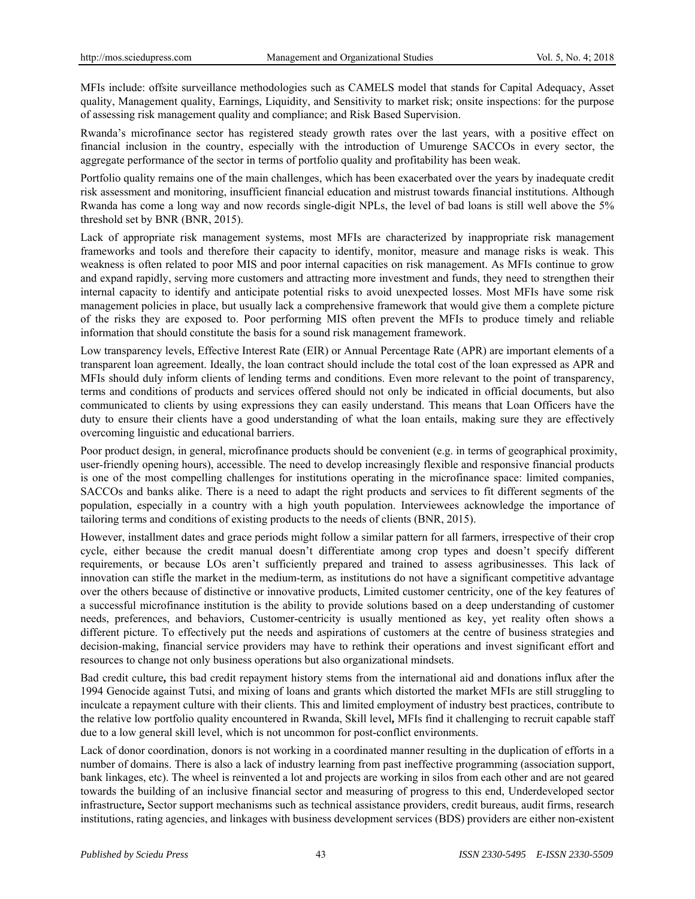MFIs include: offsite surveillance methodologies such as CAMELS model that stands for Capital Adequacy, Asset quality, Management quality, Earnings, Liquidity, and Sensitivity to market risk; onsite inspections: for the purpose of assessing risk management quality and compliance; and Risk Based Supervision.

Rwanda's microfinance sector has registered steady growth rates over the last years, with a positive effect on financial inclusion in the country, especially with the introduction of Umurenge SACCOs in every sector, the aggregate performance of the sector in terms of portfolio quality and profitability has been weak.

Portfolio quality remains one of the main challenges, which has been exacerbated over the years by inadequate credit risk assessment and monitoring, insufficient financial education and mistrust towards financial institutions. Although Rwanda has come a long way and now records single-digit NPLs, the level of bad loans is still well above the 5% threshold set by BNR (BNR, 2015).

Lack of appropriate risk management systems, most MFIs are characterized by inappropriate risk management frameworks and tools and therefore their capacity to identify, monitor, measure and manage risks is weak. This weakness is often related to poor MIS and poor internal capacities on risk management. As MFIs continue to grow and expand rapidly, serving more customers and attracting more investment and funds, they need to strengthen their internal capacity to identify and anticipate potential risks to avoid unexpected losses. Most MFIs have some risk management policies in place, but usually lack a comprehensive framework that would give them a complete picture of the risks they are exposed to. Poor performing MIS often prevent the MFIs to produce timely and reliable information that should constitute the basis for a sound risk management framework.

Low transparency levels, Effective Interest Rate (EIR) or Annual Percentage Rate (APR) are important elements of a transparent loan agreement. Ideally, the loan contract should include the total cost of the loan expressed as APR and MFIs should duly inform clients of lending terms and conditions. Even more relevant to the point of transparency, terms and conditions of products and services offered should not only be indicated in official documents, but also communicated to clients by using expressions they can easily understand. This means that Loan Officers have the duty to ensure their clients have a good understanding of what the loan entails, making sure they are effectively overcoming linguistic and educational barriers.

Poor product design, in general, microfinance products should be convenient (e.g. in terms of geographical proximity, user-friendly opening hours), accessible. The need to develop increasingly flexible and responsive financial products is one of the most compelling challenges for institutions operating in the microfinance space: limited companies, SACCOs and banks alike. There is a need to adapt the right products and services to fit different segments of the population, especially in a country with a high youth population. Interviewees acknowledge the importance of tailoring terms and conditions of existing products to the needs of clients (BNR, 2015).

However, installment dates and grace periods might follow a similar pattern for all farmers, irrespective of their crop cycle, either because the credit manual doesn't differentiate among crop types and doesn't specify different requirements, or because LOs aren't sufficiently prepared and trained to assess agribusinesses. This lack of innovation can stifle the market in the medium-term, as institutions do not have a significant competitive advantage over the others because of distinctive or innovative products, Limited customer centricity, one of the key features of a successful microfinance institution is the ability to provide solutions based on a deep understanding of customer needs, preferences, and behaviors, Customer-centricity is usually mentioned as key, yet reality often shows a different picture. To effectively put the needs and aspirations of customers at the centre of business strategies and decision-making, financial service providers may have to rethink their operations and invest significant effort and resources to change not only business operations but also organizational mindsets.

Bad credit culture**,** this bad credit repayment history stems from the international aid and donations influx after the 1994 Genocide against Tutsi, and mixing of loans and grants which distorted the market MFIs are still struggling to inculcate a repayment culture with their clients. This and limited employment of industry best practices, contribute to the relative low portfolio quality encountered in Rwanda, Skill level**,** MFIs find it challenging to recruit capable staff due to a low general skill level, which is not uncommon for post-conflict environments.

Lack of donor coordination, donors is not working in a coordinated manner resulting in the duplication of efforts in a number of domains. There is also a lack of industry learning from past ineffective programming (association support, bank linkages, etc). The wheel is reinvented a lot and projects are working in silos from each other and are not geared towards the building of an inclusive financial sector and measuring of progress to this end, Underdeveloped sector infrastructure**,** Sector support mechanisms such as technical assistance providers, credit bureaus, audit firms, research institutions, rating agencies, and linkages with business development services (BDS) providers are either non-existent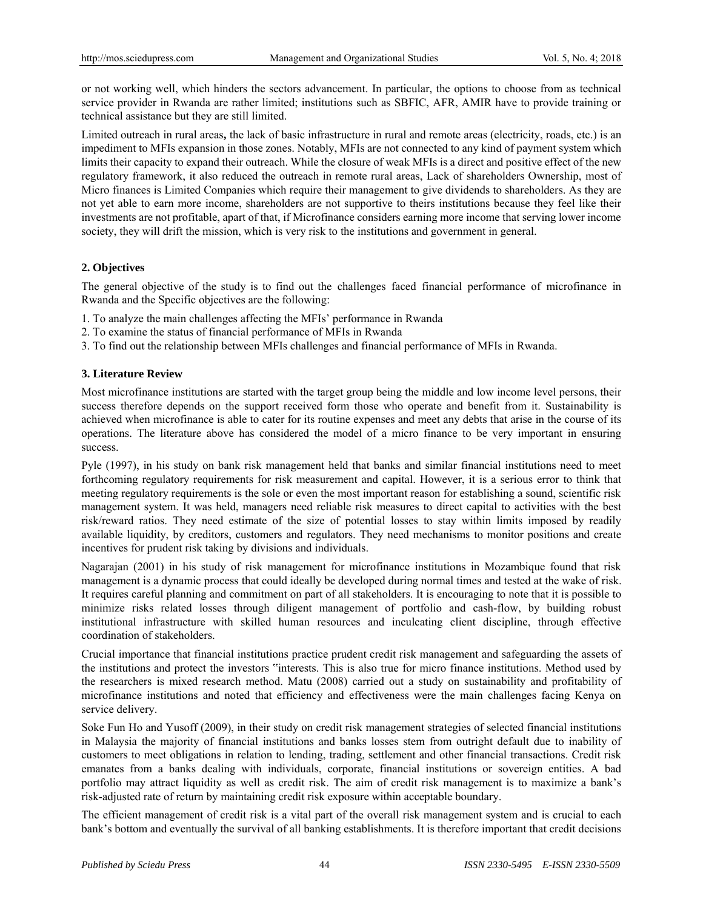or not working well, which hinders the sectors advancement. In particular, the options to choose from as technical service provider in Rwanda are rather limited; institutions such as SBFIC, AFR, AMIR have to provide training or technical assistance but they are still limited.

Limited outreach in rural areas**,** the lack of basic infrastructure in rural and remote areas (electricity, roads, etc.) is an impediment to MFIs expansion in those zones. Notably, MFIs are not connected to any kind of payment system which limits their capacity to expand their outreach. While the closure of weak MFIs is a direct and positive effect of the new regulatory framework, it also reduced the outreach in remote rural areas, Lack of shareholders Ownership, most of Micro finances is Limited Companies which require their management to give dividends to shareholders. As they are not yet able to earn more income, shareholders are not supportive to theirs institutions because they feel like their investments are not profitable, apart of that, if Microfinance considers earning more income that serving lower income society, they will drift the mission, which is very risk to the institutions and government in general.

## 2. Objectives

The general objective of the study is to find out the challenges faced financial performance of microfinance in Rwanda and the Specific objectives are the following:

1. To analyze the main challenges affecting the MFIs' performance in Rwanda
2. To examine the status of financial performance of MFIs in Rwanda
3. To find out the relationship between MFIs challenges and financial performance of MFIs in Rwanda.

## 3. Literature Review

Most microfinance institutions are started with the target group being the middle and low income level persons, their success therefore depends on the support received form those who operate and benefit from it. Sustainability is achieved when microfinance is able to cater for its routine expenses and meet any debts that arise in the course of its operations. The literature above has considered the model of a micro finance to be very important in ensuring success.

Pyle (1997), in his study on bank risk management held that banks and similar financial institutions need to meet forthcoming regulatory requirements for risk measurement and capital. However, it is a serious error to think that meeting regulatory requirements is the sole or even the most important reason for establishing a sound, scientific risk management system. It was held, managers need reliable risk measures to direct capital to activities with the best risk/reward ratios. They need estimate of the size of potential losses to stay within limits imposed by readily available liquidity, by creditors, customers and regulators. They need mechanisms to monitor positions and create incentives for prudent risk taking by divisions and individuals.

Nagarajan (2001) in his study of risk management for microfinance institutions in Mozambique found that risk management is a dynamic process that could ideally be developed during normal times and tested at the wake of risk. It requires careful planning and commitment on part of all stakeholders. It is encouraging to note that it is possible to minimize risks related losses through diligent management of portfolio and cash-flow, by building robust institutional infrastructure with skilled human resources and inculcating client discipline, through effective coordination of stakeholders.

Crucial importance that financial institutions practice prudent credit risk management and safeguarding the assets of the institutions and protect the investors ‟interests. This is also true for micro finance institutions. Method used by the researchers is mixed research method. Matu (2008) carried out a study on sustainability and profitability of microfinance institutions and noted that efficiency and effectiveness were the main challenges facing Kenya on service delivery.

Soke Fun Ho and Yusoff (2009), in their study on credit risk management strategies of selected financial institutions in Malaysia the majority of financial institutions and banks losses stem from outright default due to inability of customers to meet obligations in relation to lending, trading, settlement and other financial transactions. Credit risk emanates from a banks dealing with individuals, corporate, financial institutions or sovereign entities. A bad portfolio may attract liquidity as well as credit risk. The aim of credit risk management is to maximize a bank's risk-adjusted rate of return by maintaining credit risk exposure within acceptable boundary.

The efficient management of credit risk is a vital part of the overall risk management system and is crucial to each bank's bottom and eventually the survival of all banking establishments. It is therefore important that credit decisions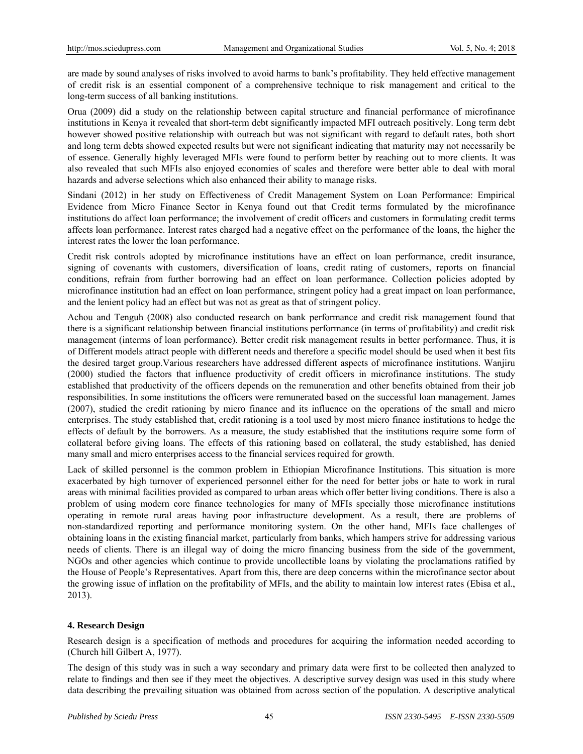are made by sound analyses of risks involved to avoid harms to bank's profitability. They held effective management of credit risk is an essential component of a comprehensive technique to risk management and critical to the long-term success of all banking institutions.

Orua (2009) did a study on the relationship between capital structure and financial performance of microfinance institutions in Kenya it revealed that short-term debt significantly impacted MFI outreach positively. Long term debt however showed positive relationship with outreach but was not significant with regard to default rates, both short and long term debts showed expected results but were not significant indicating that maturity may not necessarily be of essence. Generally highly leveraged MFIs were found to perform better by reaching out to more clients. It was also revealed that such MFIs also enjoyed economies of scales and therefore were better able to deal with moral hazards and adverse selections which also enhanced their ability to manage risks.

Sindani (2012) in her study on Effectiveness of Credit Management System on Loan Performance: Empirical Evidence from Micro Finance Sector in Kenya found out that Credit terms formulated by the microfinance institutions do affect loan performance; the involvement of credit officers and customers in formulating credit terms affects loan performance. Interest rates charged had a negative effect on the performance of the loans, the higher the interest rates the lower the loan performance.

Credit risk controls adopted by microfinance institutions have an effect on loan performance, credit insurance, signing of covenants with customers, diversification of loans, credit rating of customers, reports on financial conditions, refrain from further borrowing had an effect on loan performance. Collection policies adopted by microfinance institution had an effect on loan performance, stringent policy had a great impact on loan performance, and the lenient policy had an effect but was not as great as that of stringent policy.

Achou and Tenguh (2008) also conducted research on bank performance and credit risk management found that there is a significant relationship between financial institutions performance (in terms of profitability) and credit risk management (interms of loan performance). Better credit risk management results in better performance. Thus, it is of Different models attract people with different needs and therefore a specific model should be used when it best fits the desired target group.Various researchers have addressed different aspects of microfinance institutions. Wanjiru (2000) studied the factors that influence productivity of credit officers in microfinance institutions. The study established that productivity of the officers depends on the remuneration and other benefits obtained from their job responsibilities. In some institutions the officers were remunerated based on the successful loan management. James (2007), studied the credit rationing by micro finance and its influence on the operations of the small and micro enterprises. The study established that, credit rationing is a tool used by most micro finance institutions to hedge the effects of default by the borrowers. As a measure, the study established that the institutions require some form of collateral before giving loans. The effects of this rationing based on collateral, the study established, has denied many small and micro enterprises access to the financial services required for growth.

Lack of skilled personnel is the common problem in Ethiopian Microfinance Institutions. This situation is more exacerbated by high turnover of experienced personnel either for the need for better jobs or hate to work in rural areas with minimal facilities provided as compared to urban areas which offer better living conditions. There is also a problem of using modern core finance technologies for many of MFIs specially those microfinance institutions operating in remote rural areas having poor infrastructure development. As a result, there are problems of non-standardized reporting and performance monitoring system. On the other hand, MFIs face challenges of obtaining loans in the existing financial market, particularly from banks, which hampers strive for addressing various needs of clients. There is an illegal way of doing the micro financing business from the side of the government, NGOs and other agencies which continue to provide uncollectible loans by violating the proclamations ratified by the House of People's Representatives. Apart from this, there are deep concerns within the microfinance sector about the growing issue of inflation on the profitability of MFIs, and the ability to maintain low interest rates (Ebisa et al., 2013).

## 4. Research Design

Research design is a specification of methods and procedures for acquiring the information needed according to (Church hill Gilbert A, 1977).

The design of this study was in such a way secondary and primary data were first to be collected then analyzed to relate to findings and then see if they meet the objectives. A descriptive survey design was used in this study where data describing the prevailing situation was obtained from across section of the population. A descriptive analytical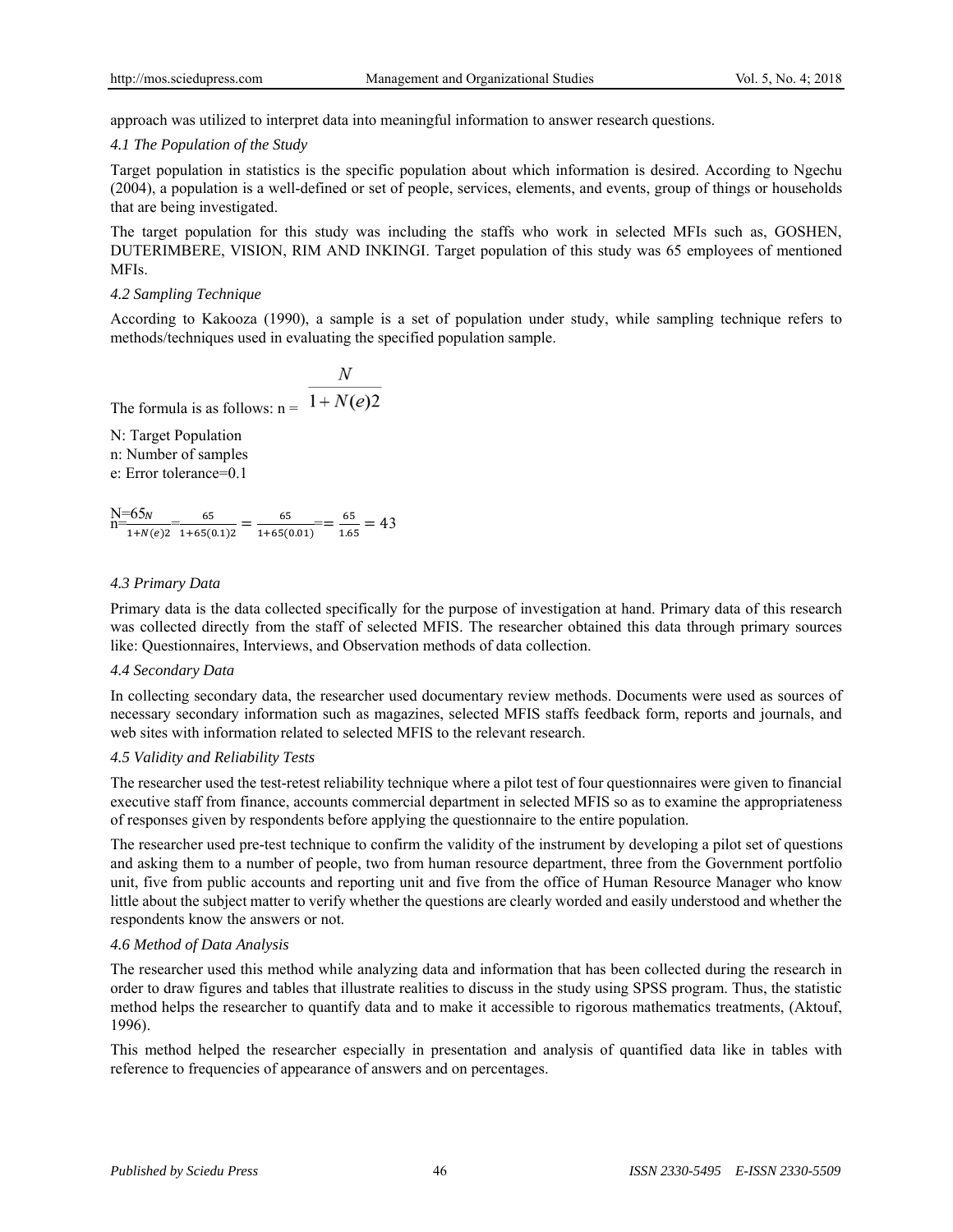approach was utilized to interpret data into meaningful information to answer research questions.

### *4.1 The Population of the Study*

Target population in statistics is the specific population about which information is desired. According to Ngechu (2004), a population is a well-defined or set of people, services, elements, and events, group of things or households that are being investigated.

The target population for this study was including the staffs who work in selected MFIs such as, GOSHEN, DUTERIMBERE, VISION, RIM AND INKINGI. Target population of this study was 65 employees of mentioned MFIs.

### *4.2 Sampling Technique*

According to Kakooza (1990), a sample is a set of population under study, while sampling technique refers to methods/techniques used in evaluating the specified population sample.

The formula is as follows: n = $\frac{N}{1+N(e)2}$

N: Target Population
n: Number of samples
e: Error tolerance=0.1

N=65
$$n=\frac{N}{1+N(e)2}=\frac{65}{1+65(0.1)2}=\frac{65}{1+65(0.01)}==\frac{65}{1.65}=43$$

### *4.3 Primary Data*

Primary data is the data collected specifically for the purpose of investigation at hand. Primary data of this research was collected directly from the staff of selected MFIS. The researcher obtained this data through primary sources like: Questionnaires, Interviews, and Observation methods of data collection.

### *4.4 Secondary Data*

In collecting secondary data, the researcher used documentary review methods. Documents were used as sources of necessary secondary information such as magazines, selected MFIS staffs feedback form, reports and journals, and web sites with information related to selected MFIS to the relevant research.

### *4.5 Validity and Reliability Tests*

The researcher used the test-retest reliability technique where a pilot test of four questionnaires were given to financial executive staff from finance, accounts commercial department in selected MFIS so as to examine the appropriateness of responses given by respondents before applying the questionnaire to the entire population.

The researcher used pre-test technique to confirm the validity of the instrument by developing a pilot set of questions and asking them to a number of people, two from human resource department, three from the Government portfolio unit, five from public accounts and reporting unit and five from the office of Human Resource Manager who know little about the subject matter to verify whether the questions are clearly worded and easily understood and whether the respondents know the answers or not.

### *4.6 Method of Data Analysis*

The researcher used this method while analyzing data and information that has been collected during the research in order to draw figures and tables that illustrate realities to discuss in the study using SPSS program. Thus, the statistic method helps the researcher to quantify data and to make it accessible to rigorous mathematics treatments, (Aktouf, 1996).

This method helped the researcher especially in presentation and analysis of quantified data like in tables with reference to frequencies of appearance of answers and on percentages.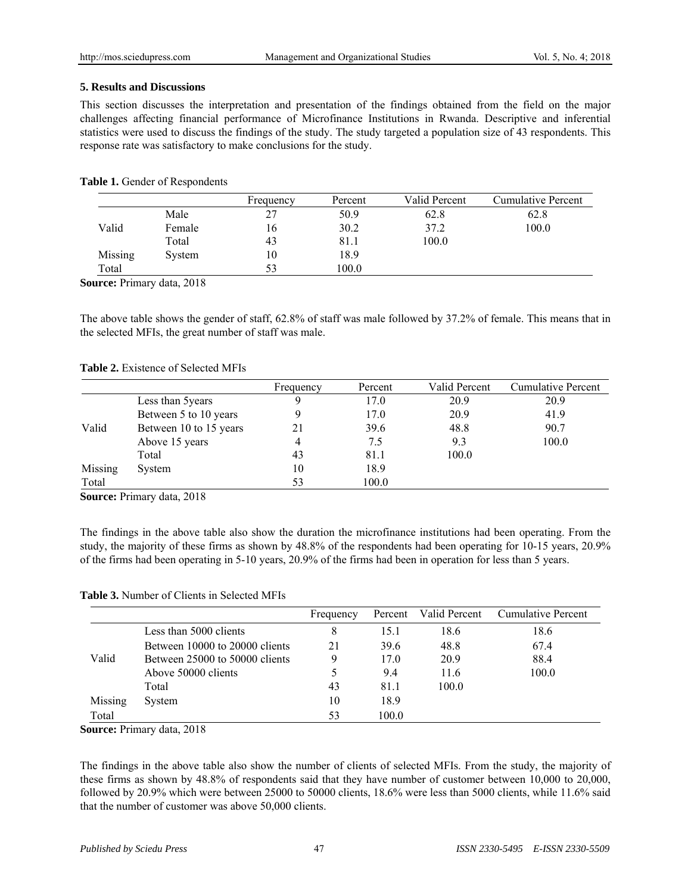## 5. Results and Discussions

This section discusses the interpretation and presentation of the findings obtained from the field on the major challenges affecting financial performance of Microfinance Institutions in Rwanda. Descriptive and inferential statistics were used to discuss the findings of the study. The study targeted a population size of 43 respondents. This response rate was satisfactory to make conclusions for the study.

**Table 1.** Gender of Respondents

| | | Frequency | Percent | Valid Percent | Cumulative Percent |
|---|---|---|---|---|---|
| Valid | Male | 27 | 50.9 | 62.8 | 62.8 |
| | Female | 16 | 30.2 | 37.2 | 100.0 |
| | Total | 43 | 81.1 | 100.0 | |
| Missing | System | 10 | 18.9 | | |
| Total | | 53 | 100.0 | | |

**Source:** Primary data, 2018

The above table shows the gender of staff, 62.8% of staff was male followed by 37.2% of female. This means that in the selected MFIs, the great number of staff was male.

**Table 2.** Existence of Selected MFIs

| | | Frequency | Percent | Valid Percent | Cumulative Percent |
|---|---|---|---|---|---|
| Valid | Less than 5years | 9 | 17.0 | 20.9 | 20.9 |
| | Between 5 to 10 years | 9 | 17.0 | 20.9 | 41.9 |
| | Between 10 to 15 years | 21 | 39.6 | 48.8 | 90.7 |
| | Above 15 years | 4 | 7.5 | 9.3 | 100.0 |
| | Total | 43 | 81.1 | 100.0 | |
| Missing | System | 10 | 18.9 | | |
| Total | | 53 | 100.0 | | |

**Source:** Primary data, 2018

The findings in the above table also show the duration the microfinance institutions had been operating. From the study, the majority of these firms as shown by 48.8% of the respondents had been operating for 10-15 years, 20.9% of the firms had been operating in 5-10 years, 20.9% of the firms had been in operation for less than 5 years.

**Table 3.** Number of Clients in Selected MFIs

| | | Frequency | Percent | Valid Percent | Cumulative Percent |
|---|---|---|---|---|---|
| Valid | Less than 5000 clients | 8 | 15.1 | 18.6 | 18.6 |
| | Between 10000 to 20000 clients | 21 | 39.6 | 48.8 | 67.4 |
| | Between 25000 to 50000 clients | 9 | 17.0 | 20.9 | 88.4 |
| | Above 50000 clients | 5 | 9.4 | 11.6 | 100.0 |
| | Total | 43 | 81.1 | 100.0 | |
| Missing | System | 10 | 18.9 | | |
| Total | | 53 | 100.0 | | |

**Source:** Primary data, 2018

The findings in the above table also show the number of clients of selected MFIs. From the study, the majority of these firms as shown by 48.8% of respondents said that they have number of customer between 10,000 to 20,000, followed by 20.9% which were between 25000 to 50000 clients, 18.6% were less than 5000 clients, while 11.6% said that the number of customer was above 50,000 clients.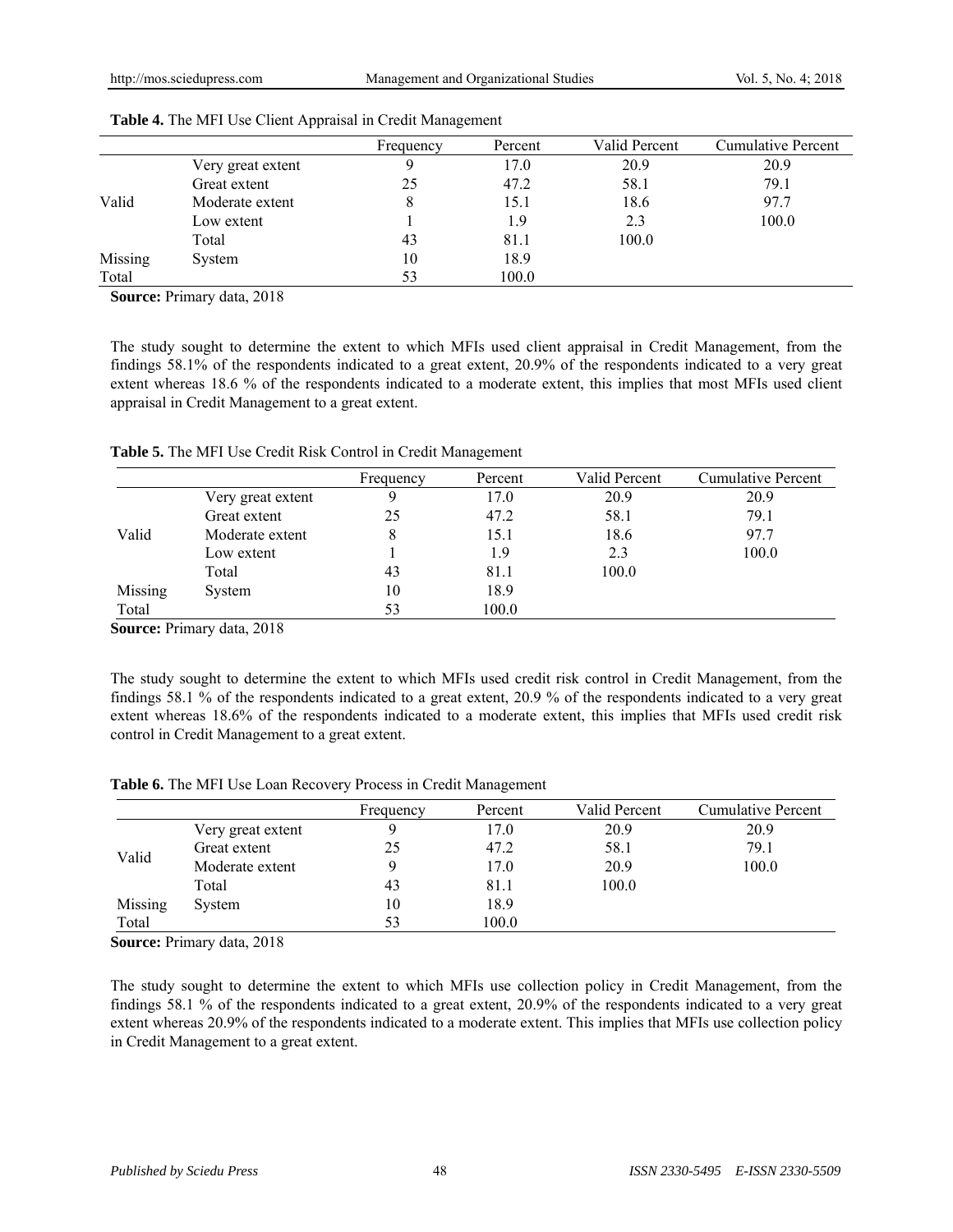**Table 4.** The MFI Use Client Appraisal in Credit Management

| | | Frequency | Percent | Valid Percent | Cumulative Percent |
|---|---|---|---|---|---|
| Valid | Very great extent | 9 | 17.0 | 20.9 | 20.9 |
| | Great extent | 25 | 47.2 | 58.1 | 79.1 |
| | Moderate extent | 8 | 15.1 | 18.6 | 97.7 |
| | Low extent | 1 | 1.9 | 2.3 | 100.0 |
| | Total | 43 | 81.1 | 100.0 | |
| Missing | System | 10 | 18.9 | | |
| Total | | 53 | 100.0 | | |

**Source:** Primary data, 2018

The study sought to determine the extent to which MFIs used client appraisal in Credit Management, from the findings 58.1% of the respondents indicated to a great extent, 20.9% of the respondents indicated to a very great extent whereas 18.6 % of the respondents indicated to a moderate extent, this implies that most MFIs used client appraisal in Credit Management to a great extent.

**Table 5.** The MFI Use Credit Risk Control in Credit Management

| | | Frequency | Percent | Valid Percent | Cumulative Percent |
|---|---|---|---|---|---|
| Valid | Very great extent | 9 | 17.0 | 20.9 | 20.9 |
| | Great extent | 25 | 47.2 | 58.1 | 79.1 |
| | Moderate extent | 8 | 15.1 | 18.6 | 97.7 |
| | Low extent | 1 | 1.9 | 2.3 | 100.0 |
| | Total | 43 | 81.1 | 100.0 | |
| Missing | System | 10 | 18.9 | | |
| Total | | 53 | 100.0 | | |

**Source:** Primary data, 2018

The study sought to determine the extent to which MFIs used credit risk control in Credit Management, from the findings 58.1 % of the respondents indicated to a great extent, 20.9 % of the respondents indicated to a very great extent whereas 18.6% of the respondents indicated to a moderate extent, this implies that MFIs used credit risk control in Credit Management to a great extent.

**Table 6.** The MFI Use Loan Recovery Process in Credit Management

| | | Frequency | Percent | Valid Percent | Cumulative Percent |
|---|---|---|---|---|---|
| Valid | Very great extent | 9 | 17.0 | 20.9 | 20.9 |
| | Great extent | 25 | 47.2 | 58.1 | 79.1 |
| | Moderate extent | 9 | 17.0 | 20.9 | 100.0 |
| | Total | 43 | 81.1 | 100.0 | |
| Missing | System | 10 | 18.9 | | |
| Total | | 53 | 100.0 | | |

**Source:** Primary data, 2018

The study sought to determine the extent to which MFIs use collection policy in Credit Management, from the findings 58.1 % of the respondents indicated to a great extent, 20.9% of the respondents indicated to a very great extent whereas 20.9% of the respondents indicated to a moderate extent. This implies that MFIs use collection policy in Credit Management to a great extent.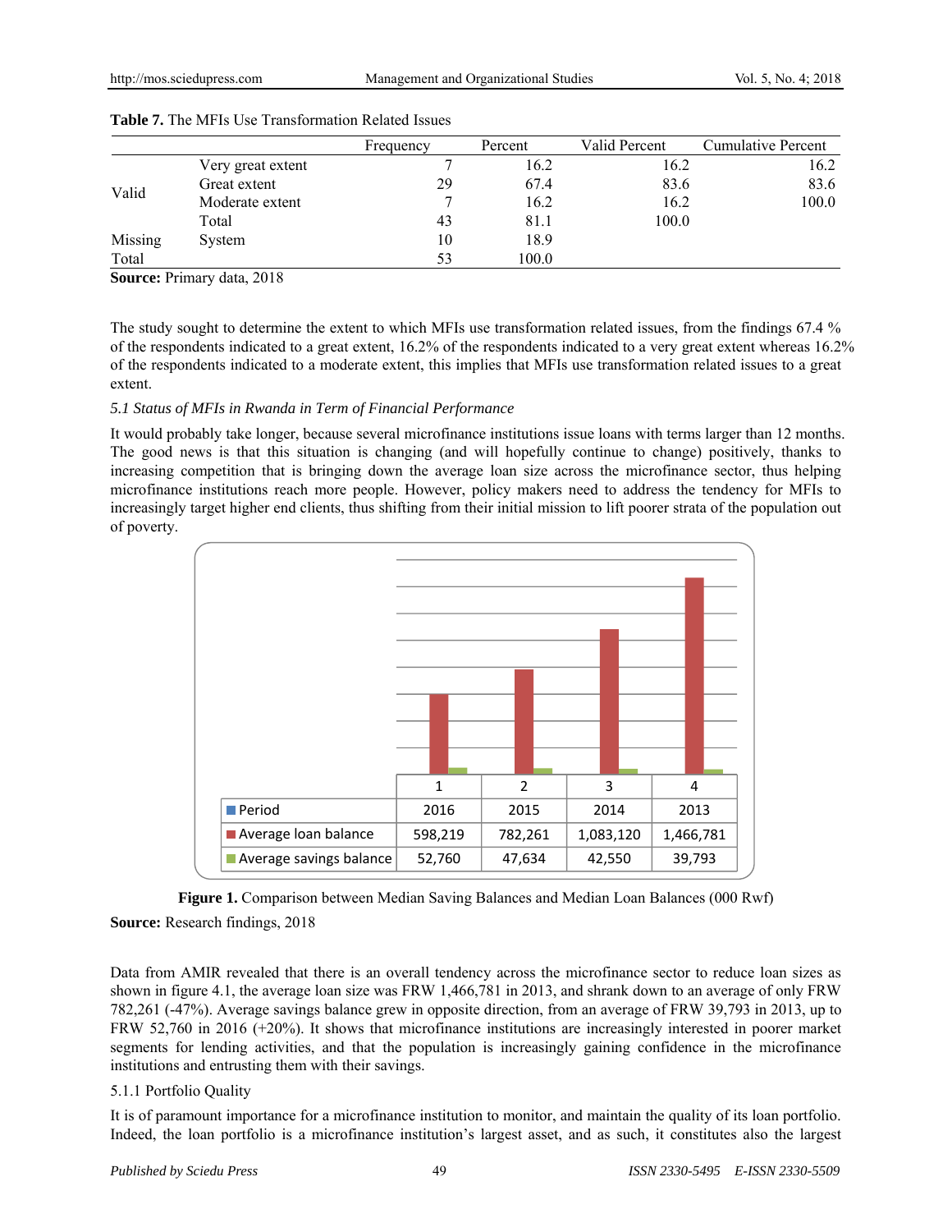**Table 7.** The MFIs Use Transformation Related Issues

| | | Frequency | Percent | Valid Percent | Cumulative Percent |
|---|---|---|---|---|---|
| Valid | Very great extent | 7 | 16.2 | 16.2 | 16.2 |
| | Great extent | 29 | 67.4 | 83.6 | 83.6 |
| | Moderate extent | 7 | 16.2 | 16.2 | 100.0 |
| | Total | 43 | 81.1 | 100.0 | |
| Missing | System | 10 | 18.9 | | |
| Total | | 53 | 100.0 | | |

**Source:** Primary data, 2018

The study sought to determine the extent to which MFIs use transformation related issues, from the findings 67.4 % of the respondents indicated to a great extent, 16.2% of the respondents indicated to a very great extent whereas 16.2% of the respondents indicated to a moderate extent, this implies that MFIs use transformation related issues to a great extent.

### *5.1 Status of MFIs in Rwanda in Term of Financial Performance*

It would probably take longer, because several microfinance institutions issue loans with terms larger than 12 months. The good news is that this situation is changing (and will hopefully continue to change) positively, thanks to increasing competition that is bringing down the average loan size across the microfinance sector, thus helping microfinance institutions reach more people. However, policy makers need to address the tendency for MFIs to increasingly target higher end clients, thus shifting from their initial mission to lift poorer strata of the population out of poverty.

| | 1 | 2 | 3 | 4 |
|---|---|---|---|---|
| Period | 2016 | 2015 | 2014 | 2013 |
| Average loan balance | 598,219 | 782,261 | 1,083,120 | 1,466,781 |
| Average savings balance | 52,760 | 47,634 | 42,550 | 39,793 |

**Figure 1.** Comparison between Median Saving Balances and Median Loan Balances (000 Rwf)

**Source:** Research findings, 2018

Data from AMIR revealed that there is an overall tendency across the microfinance sector to reduce loan sizes as shown in figure 4.1, the average loan size was FRW 1,466,781 in 2013, and shrank down to an average of only FRW 782,261 (-47%). Average savings balance grew in opposite direction, from an average of FRW 39,793 in 2013, up to FRW 52,760 in 2016 (+20%). It shows that microfinance institutions are increasingly interested in poorer market segments for lending activities, and that the population is increasingly gaining confidence in the microfinance institutions and entrusting them with their savings.

#### 5.1.1 Portfolio Quality

It is of paramount importance for a microfinance institution to monitor, and maintain the quality of its loan portfolio. Indeed, the loan portfolio is a microfinance institution's largest asset, and as such, it constitutes also the largest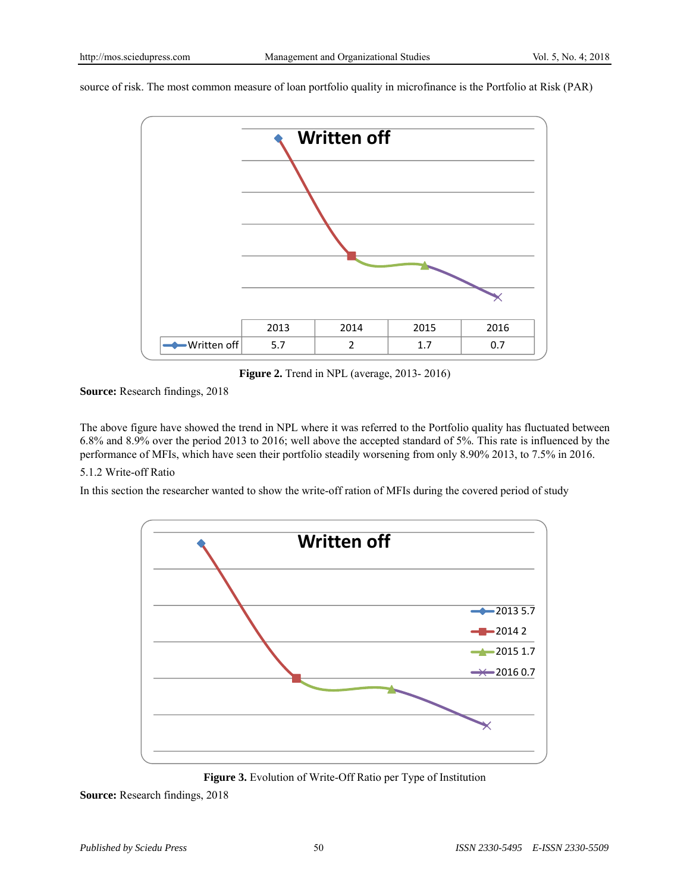source of risk. The most common measure of loan portfolio quality in microfinance is the Portfolio at Risk (PAR)

**Written off**

| | 2013 | 2014 | 2015 | 2016 |
|---|---|---|---|---|
| Written off | 5.7 | 2 | 1.7 | 0.7 |

**Figure 2.** Trend in NPL (average, 2013- 2016)

**Source:** Research findings, 2018

The above figure have showed the trend in NPL where it was referred to the Portfolio quality has fluctuated between 6.8% and 8.9% over the period 2013 to 2016; well above the accepted standard of 5%. This rate is influenced by the performance of MFIs, which have seen their portfolio steadily worsening from only 8.90% 2013, to 7.5% in 2016.

5.1.2 Write-off Ratio

In this section the researcher wanted to show the write-off ration of MFIs during the covered period of study

**Written off**

- 2013 5.7
- 2014 2
- 2015 1.7
- 2016 0.7

**Figure 3.** Evolution of Write-Off Ratio per Type of Institution

**Source:** Research findings, 2018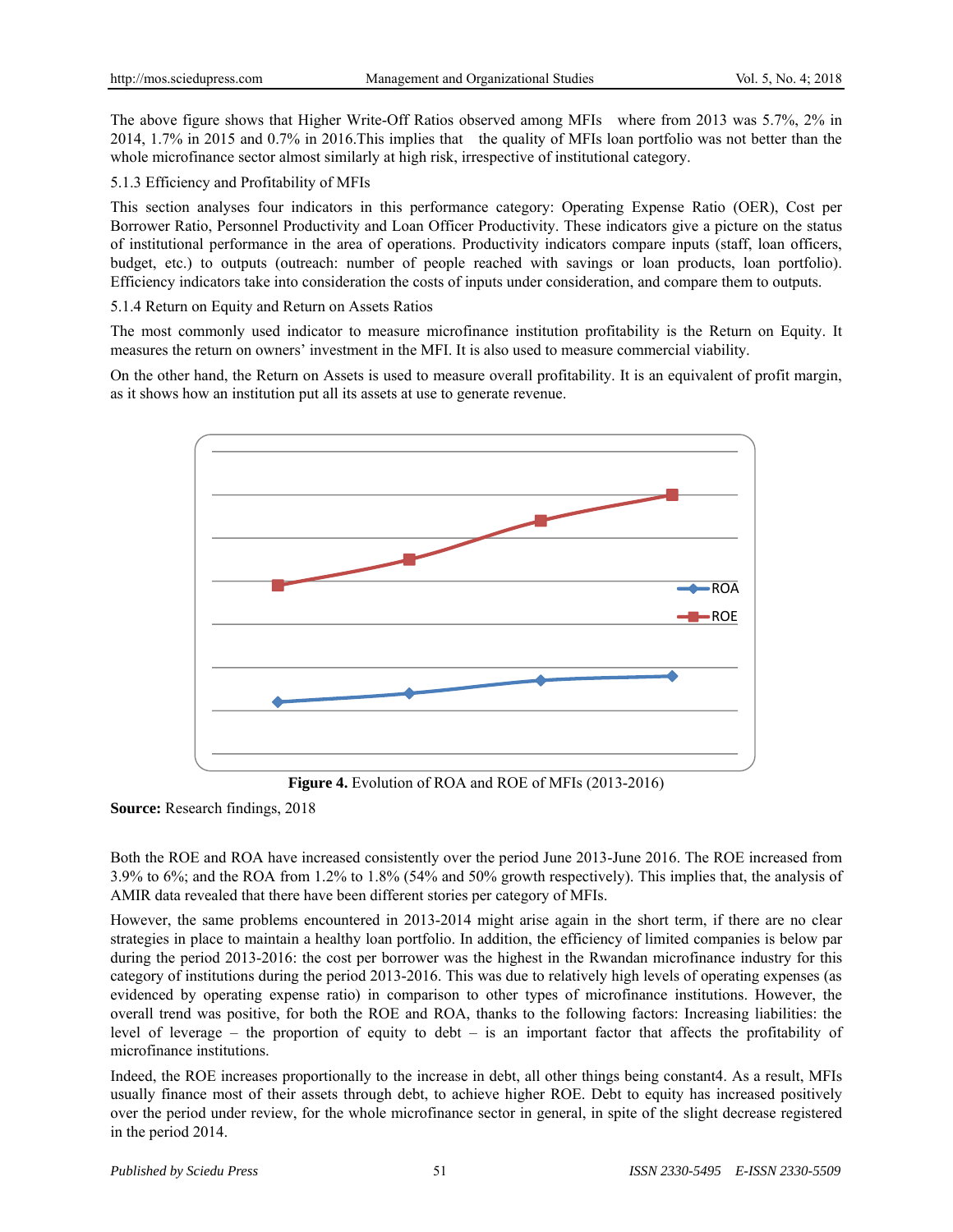The above figure shows that Higher Write-Off Ratios observed among MFIs where from 2013 was 5.7%, 2% in 2014, 1.7% in 2015 and 0.7% in 2016.This implies that the quality of MFIs loan portfolio was not better than the whole microfinance sector almost similarly at high risk, irrespective of institutional category.

### 5.1.3 Efficiency and Profitability of MFIs

This section analyses four indicators in this performance category: Operating Expense Ratio (OER), Cost per Borrower Ratio, Personnel Productivity and Loan Officer Productivity. These indicators give a picture on the status of institutional performance in the area of operations. Productivity indicators compare inputs (staff, loan officers, budget, etc.) to outputs (outreach: number of people reached with savings or loan products, loan portfolio). Efficiency indicators take into consideration the costs of inputs under consideration, and compare them to outputs.

### 5.1.4 Return on Equity and Return on Assets Ratios

The most commonly used indicator to measure microfinance institution profitability is the Return on Equity. It measures the return on owners' investment in the MFI. It is also used to measure commercial viability.

On the other hand, the Return on Assets is used to measure overall profitability. It is an equivalent of profit margin, as it shows how an institution put all its assets at use to generate revenue.

**Figure 4.** Evolution of ROA and ROE of MFIs (2013-2016)

**Source:** Research findings, 2018

Both the ROE and ROA have increased consistently over the period June 2013-June 2016. The ROE increased from 3.9% to 6%; and the ROA from 1.2% to 1.8% (54% and 50% growth respectively). This implies that, the analysis of AMIR data revealed that there have been different stories per category of MFIs.

However, the same problems encountered in 2013-2014 might arise again in the short term, if there are no clear strategies in place to maintain a healthy loan portfolio. In addition, the efficiency of limited companies is below par during the period 2013-2016: the cost per borrower was the highest in the Rwandan microfinance industry for this category of institutions during the period 2013-2016. This was due to relatively high levels of operating expenses (as evidenced by operating expense ratio) in comparison to other types of microfinance institutions. However, the overall trend was positive, for both the ROE and ROA, thanks to the following factors: Increasing liabilities: the level of leverage – the proportion of equity to debt – is an important factor that affects the profitability of microfinance institutions.

Indeed, the ROE increases proportionally to the increase in debt, all other things being constant4. As a result, MFIs usually finance most of their assets through debt, to achieve higher ROE. Debt to equity has increased positively over the period under review, for the whole microfinance sector in general, in spite of the slight decrease registered in the period 2014.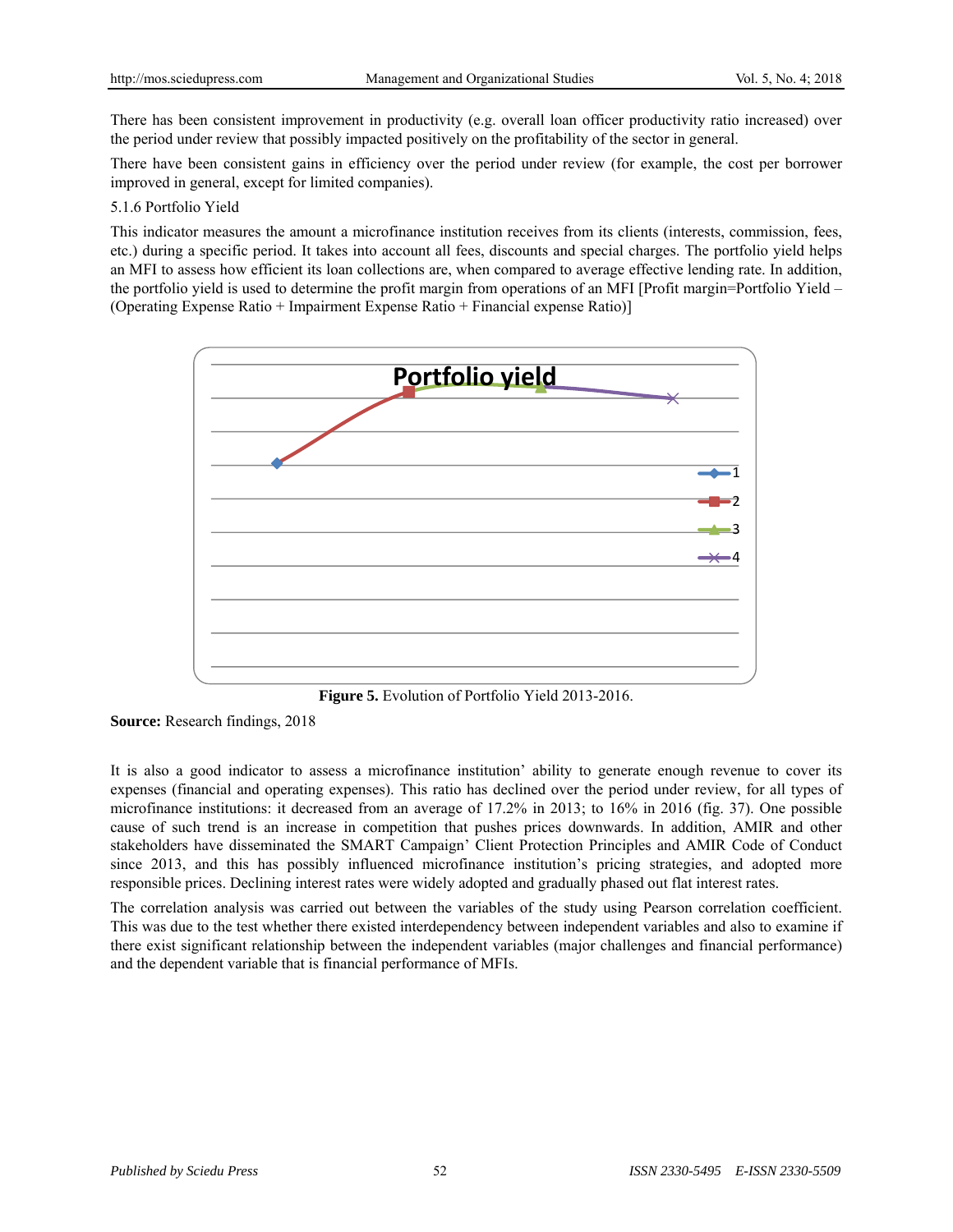There has been consistent improvement in productivity (e.g. overall loan officer productivity ratio increased) over the period under review that possibly impacted positively on the profitability of the sector in general.

There have been consistent gains in efficiency over the period under review (for example, the cost per borrower improved in general, except for limited companies).

5.1.6 Portfolio Yield

This indicator measures the amount a microfinance institution receives from its clients (interests, commission, fees, etc.) during a specific period. It takes into account all fees, discounts and special charges. The portfolio yield helps an MFI to assess how efficient its loan collections are, when compared to average effective lending rate. In addition, the portfolio yield is used to determine the profit margin from operations of an MFI [Profit margin=Portfolio Yield – (Operating Expense Ratio + Impairment Expense Ratio + Financial expense Ratio)]

**Figure 5.** Evolution of Portfolio Yield 2013-2016.

**Source:** Research findings, 2018

It is also a good indicator to assess a microfinance institution' ability to generate enough revenue to cover its expenses (financial and operating expenses). This ratio has declined over the period under review, for all types of microfinance institutions: it decreased from an average of 17.2% in 2013; to 16% in 2016 (fig. 37). One possible cause of such trend is an increase in competition that pushes prices downwards. In addition, AMIR and other stakeholders have disseminated the SMART Campaign' Client Protection Principles and AMIR Code of Conduct since 2013, and this has possibly influenced microfinance institution's pricing strategies, and adopted more responsible prices. Declining interest rates were widely adopted and gradually phased out flat interest rates.

The correlation analysis was carried out between the variables of the study using Pearson correlation coefficient. This was due to the test whether there existed interdependency between independent variables and also to examine if there exist significant relationship between the independent variables (major challenges and financial performance) and the dependent variable that is financial performance of MFIs.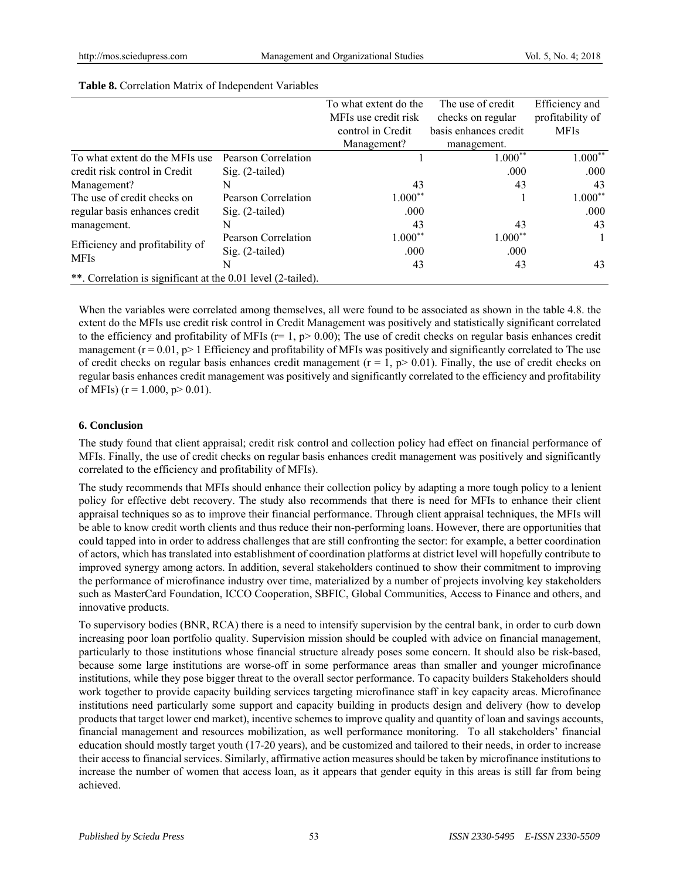**Table 8.** Correlation Matrix of Independent Variables

| | | To what extent do the MFIs use credit risk control in Credit Management? | The use of credit checks on regular basis enhances credit management. | Efficiency and profitability of MFIs |
|---|---|---|---|---|
| To what extent do the MFIs use credit risk control in Credit Management? | Pearson Correlation | 1 | 1.000** | 1.000** |
| | Sig. (2-tailed) | | .000 | .000 |
| | N | 43 | 43 | 43 |
| The use of credit checks on regular basis enhances credit management. | Pearson Correlation | 1.000** | 1 | 1.000** |
| | Sig. (2-tailed) | .000 | | .000 |
| | N | 43 | 43 | 43 |
| Efficiency and profitability of MFIs | Pearson Correlation | 1.000** | 1.000** | 1 |
| | Sig. (2-tailed) | .000 | .000 | |
| | N | 43 | 43 | 43 |

**. Correlation is significant at the 0.01 level (2-tailed).

When the variables were correlated among themselves, all were found to be associated as shown in the table 4.8. the extent do the MFIs use credit risk control in Credit Management was positively and statistically significant correlated to the efficiency and profitability of MFIs ($r = 1$, $p > 0.00$); The use of credit checks on regular basis enhances credit management ($r = 0.01$, $p > 1$ Efficiency and profitability of MFIs was positively and significantly correlated to The use of credit checks on regular basis enhances credit management ($r = 1$, $p > 0.01$). Finally, the use of credit checks on regular basis enhances credit management was positively and significantly correlated to the efficiency and profitability of MFIs) ($r = 1.000$, $p > 0.01$).

## 6. Conclusion

The study found that client appraisal; credit risk control and collection policy had effect on financial performance of MFIs. Finally, the use of credit checks on regular basis enhances credit management was positively and significantly correlated to the efficiency and profitability of MFIs).

The study recommends that MFIs should enhance their collection policy by adapting a more tough policy to a lenient policy for effective debt recovery. The study also recommends that there is need for MFIs to enhance their client appraisal techniques so as to improve their financial performance. Through client appraisal techniques, the MFIs will be able to know credit worth clients and thus reduce their non-performing loans. However, there are opportunities that could tapped into in order to address challenges that are still confronting the sector: for example, a better coordination of actors, which has translated into establishment of coordination platforms at district level will hopefully contribute to improved synergy among actors. In addition, several stakeholders continued to show their commitment to improving the performance of microfinance industry over time, materialized by a number of projects involving key stakeholders such as MasterCard Foundation, ICCO Cooperation, SBFIC, Global Communities, Access to Finance and others, and innovative products.

To supervisory bodies (BNR, RCA) there is a need to intensify supervision by the central bank, in order to curb down increasing poor loan portfolio quality. Supervision mission should be coupled with advice on financial management, particularly to those institutions whose financial structure already poses some concern. It should also be risk-based, because some large institutions are worse-off in some performance areas than smaller and younger microfinance institutions, while they pose bigger threat to the overall sector performance. To capacity builders Stakeholders should work together to provide capacity building services targeting microfinance staff in key capacity areas. Microfinance institutions need particularly some support and capacity building in products design and delivery (how to develop products that target lower end market), incentive schemes to improve quality and quantity of loan and savings accounts, financial management and resources mobilization, as well performance monitoring. To all stakeholders' financial education should mostly target youth (17-20 years), and be customized and tailored to their needs, in order to increase their access to financial services. Similarly, affirmative action measures should be taken by microfinance institutions to increase the number of women that access loan, as it appears that gender equity in this areas is still far from being achieved.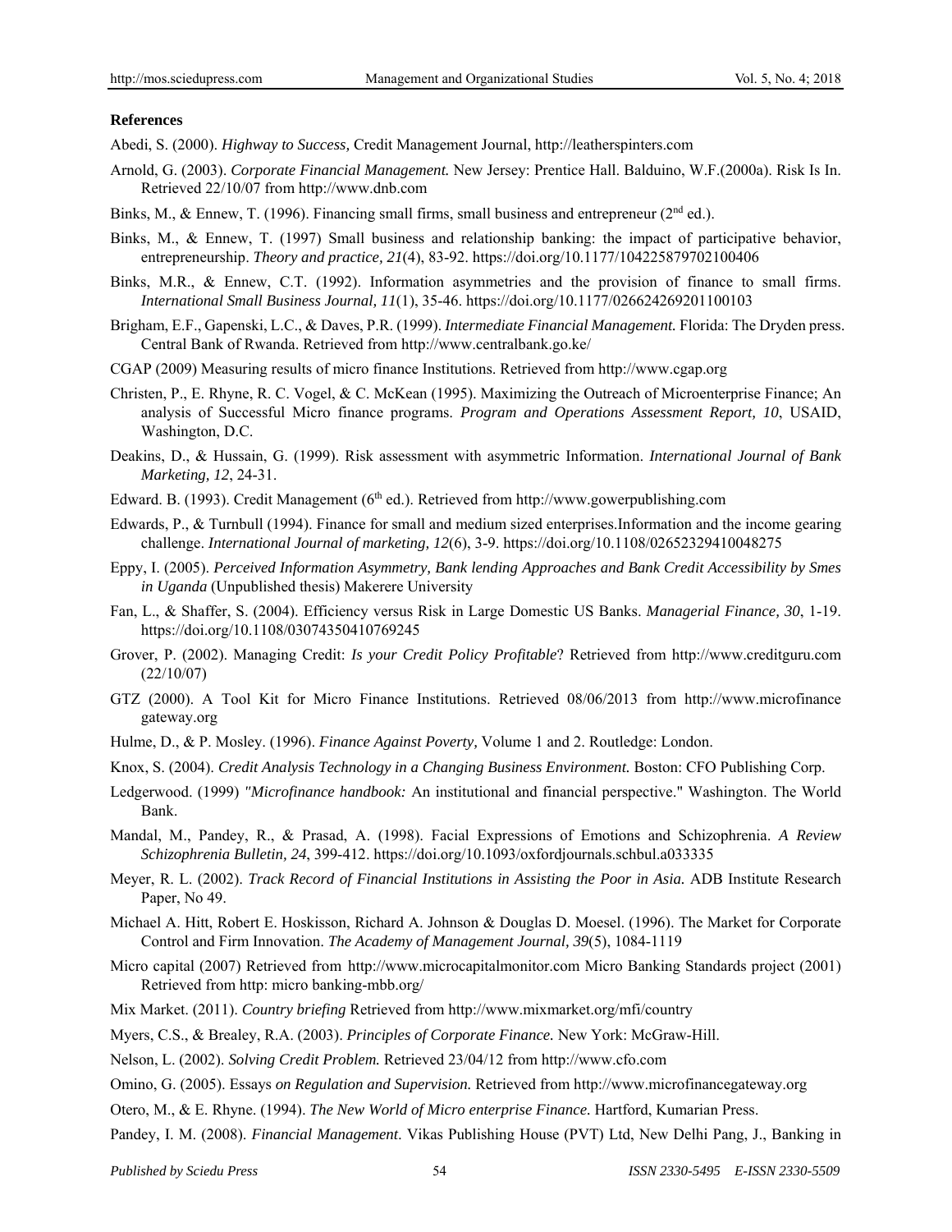**References**

Abedi, S. (2000). *Highway to Success,* Credit Management Journal, http://leatherspinters.com

Arnold, G. (2003). *Corporate Financial Management.* New Jersey: Prentice Hall. Balduino, W.F.(2000a). Risk Is In. Retrieved 22/10/07 from http://www.dnb.com

Binks, M., & Ennew, T. (1996). Financing small firms, small business and entrepreneur (2nd ed.).

Binks, M., & Ennew, T. (1997) Small business and relationship banking: the impact of participative behavior, entrepreneurship. *Theory and practice, 21*(4), 83-92. https://doi.org/10.1177/104225879702100406

Binks, M.R., & Ennew, C.T. (1992). Information asymmetries and the provision of finance to small firms. *International Small Business Journal, 11*(1), 35-46. https://doi.org/10.1177/026624269201100103

Brigham, E.F., Gapenski, L.C., & Daves, P.R. (1999). *Intermediate Financial Management.* Florida: The Dryden press. Central Bank of Rwanda. Retrieved from http://www.centralbank.go.ke/

CGAP (2009) Measuring results of micro finance Institutions. Retrieved from http://www.cgap.org

Christen, P., E. Rhyne, R. C. Vogel, & C. McKean (1995). Maximizing the Outreach of Microenterprise Finance; An analysis of Successful Micro finance programs. *Program and Operations Assessment Report, 10*, USAID, Washington, D.C.

Deakins, D., & Hussain, G. (1999). Risk assessment with asymmetric Information. *International Journal of Bank Marketing, 12*, 24-31.

Edward. B. (1993). Credit Management (6th ed.). Retrieved from http://www.gowerpublishing.com

Edwards, P., & Turnbull (1994). Finance for small and medium sized enterprises.Information and the income gearing challenge. *International Journal of marketing, 12*(6), 3-9. https://doi.org/10.1108/02652329410048275

Eppy, I. (2005). *Perceived Information Asymmetry, Bank lending Approaches and Bank Credit Accessibility by Smes in Uganda* (Unpublished thesis) Makerere University

Fan, L., & Shaffer, S. (2004). Efficiency versus Risk in Large Domestic US Banks. *Managerial Finance, 30*, 1-19. https://doi.org/10.1108/03074350410769245

Grover, P. (2002). Managing Credit: *Is your Credit Policy Profitable*? Retrieved from http://www.creditguru.com (22/10/07)

GTZ (2000). A Tool Kit for Micro Finance Institutions. Retrieved 08/06/2013 from http://www.microfinance gateway.org

Hulme, D., & P. Mosley. (1996). *Finance Against Poverty,* Volume 1 and 2. Routledge: London.

Knox, S. (2004). *Credit Analysis Technology in a Changing Business Environment.* Boston: CFO Publishing Corp.

Ledgerwood. (1999) *"Microfinance handbook:* An institutional and financial perspective." Washington. The World Bank.

Mandal, M., Pandey, R., & Prasad, A. (1998). Facial Expressions of Emotions and Schizophrenia. *A Review Schizophrenia Bulletin, 24*, 399-412. https://doi.org/10.1093/oxfordjournals.schbul.a033335

Meyer, R. L. (2002). *Track Record of Financial Institutions in Assisting the Poor in Asia.* ADB Institute Research Paper, No 49.

Michael A. Hitt, Robert E. Hoskisson, Richard A. Johnson & Douglas D. Moesel. (1996). The Market for Corporate Control and Firm Innovation. *The Academy of Management Journal, 39*(5), 1084-1119

Micro capital (2007) Retrieved from http://www.microcapitalmonitor.com Micro Banking Standards project (2001) Retrieved from http: micro banking-mbb.org/

Mix Market. (2011). *Country briefing* Retrieved from http://www.mixmarket.org/mfi/country

Myers, C.S., & Brealey, R.A. (2003). *Principles of Corporate Finance.* New York: McGraw-Hill.

Nelson, L. (2002). *Solving Credit Problem.* Retrieved 23/04/12 from http://www.cfo.com

Omino, G. (2005). Essays *on Regulation and Supervision.* Retrieved from http://www.microfinancegateway.org

Otero, M., & E. Rhyne. (1994). *The New World of Micro enterprise Finance.* Hartford, Kumarian Press.

Pandey, I. M. (2008). *Financial Management*. Vikas Publishing House (PVT) Ltd, New Delhi Pang, J., Banking in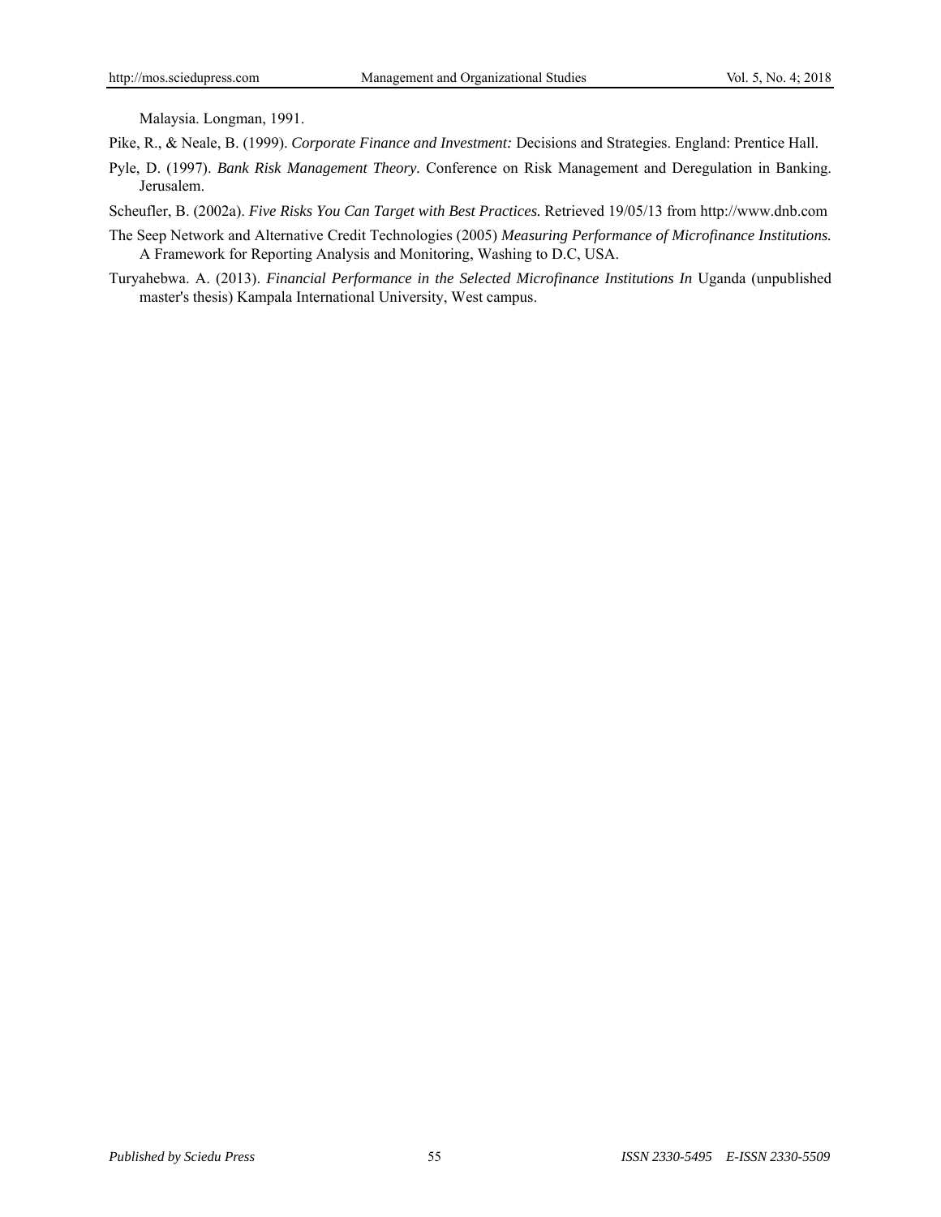Malaysia. Longman, 1991.

Pike, R., & Neale, B. (1999). *Corporate Finance and Investment:* Decisions and Strategies. England: Prentice Hall.

Pyle, D. (1997). *Bank Risk Management Theory.* Conference on Risk Management and Deregulation in Banking. Jerusalem.

Scheufler, B. (2002a). *Five Risks You Can Target with Best Practices.* Retrieved 19/05/13 from http://www.dnb.com

The Seep Network and Alternative Credit Technologies (2005) *Measuring Performance of Microfinance Institutions.* A Framework for Reporting Analysis and Monitoring, Washing to D.C, USA.

Turyahebwa. A. (2013). *Financial Performance in the Selected Microfinance Institutions In* Uganda (unpublished master's thesis) Kampala International University, West campus.